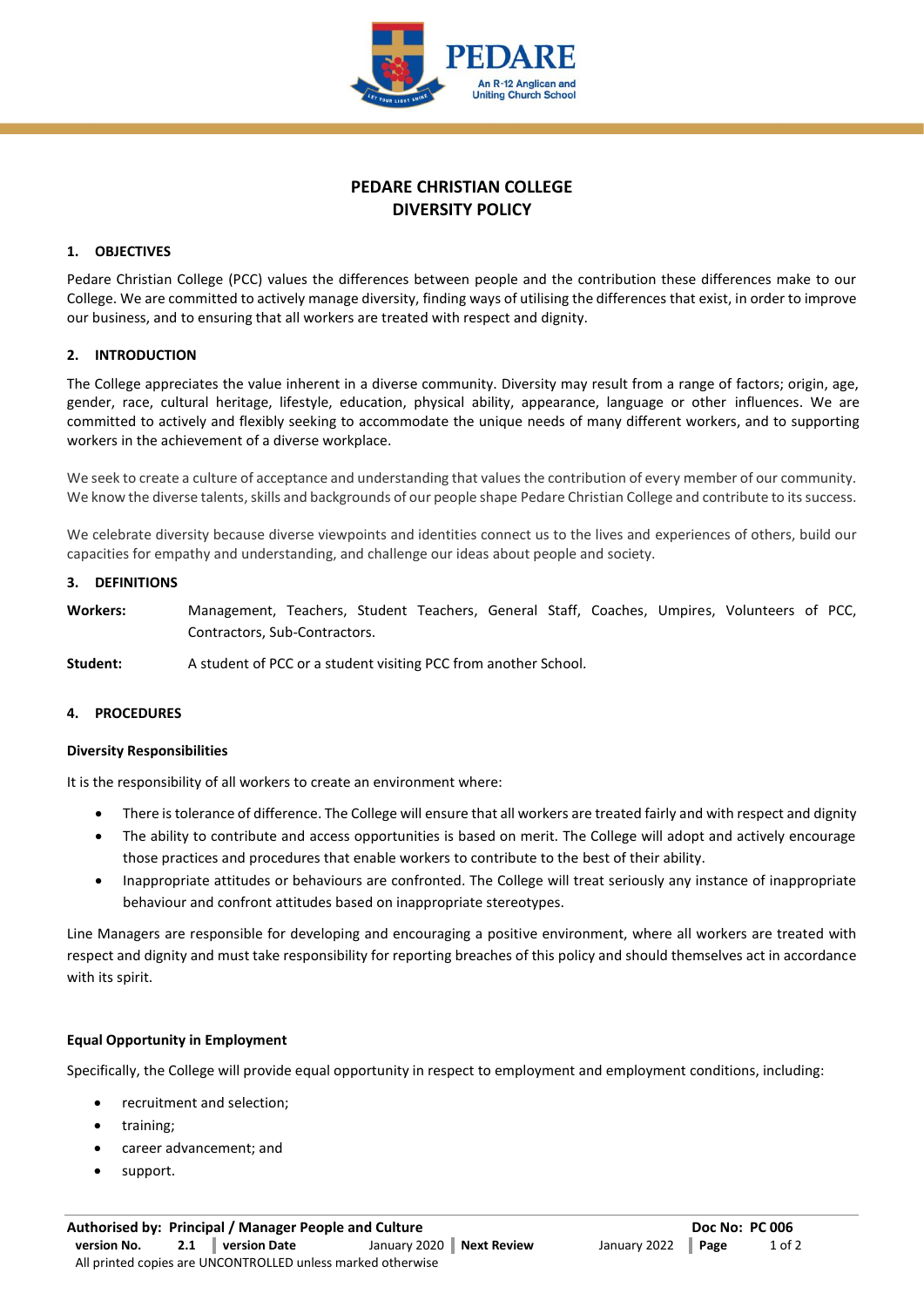# PEDARE CHRISTIAN COLLEGE
# DIVERSITY POLICY

## 1. OBJECTIVES

Pedare Christian College (PCC) values the differences between people and the contribution these differences make to our College. We are committed to actively manage diversity, finding ways of utilising the differences that exist, in order to improve our business, and to ensuring that all workers are treated with respect and dignity.

## 2. INTRODUCTION

The College appreciates the value inherent in a diverse community. Diversity may result from a range of factors; origin, age, gender, race, cultural heritage, lifestyle, education, physical ability, appearance, language or other influences. We are committed to actively and flexibly seeking to accommodate the unique needs of many different workers, and to supporting workers in the achievement of a diverse workplace.

We seek to create a culture of acceptance and understanding that values the contribution of every member of our community. We know the diverse talents, skills and backgrounds of our people shape Pedare Christian College and contribute to its success.

We celebrate diversity because diverse viewpoints and identities connect us to the lives and experiences of others, build our capacities for empathy and understanding, and challenge our ideas about people and society.

## 3. DEFINITIONS

**Workers:** Management, Teachers, Student Teachers, General Staff, Coaches, Umpires, Volunteers of PCC, Contractors, Sub-Contractors.

**Student:** A student of PCC or a student visiting PCC from another School.

## 4. PROCEDURES

### Diversity Responsibilities

It is the responsibility of all workers to create an environment where:

- There is tolerance of difference. The College will ensure that all workers are treated fairly and with respect and dignity
- The ability to contribute and access opportunities is based on merit. The College will adopt and actively encourage those practices and procedures that enable workers to contribute to the best of their ability.
- Inappropriate attitudes or behaviours are confronted. The College will treat seriously any instance of inappropriate behaviour and confront attitudes based on inappropriate stereotypes.

Line Managers are responsible for developing and encouraging a positive environment, where all workers are treated with respect and dignity and must take responsibility for reporting breaches of this policy and should themselves act in accordance with its spirit.

### Equal Opportunity in Employment

Specifically, the College will provide equal opportunity in respect to employment and employment conditions, including:

- recruitment and selection;
- training;
- career advancement; and
- support.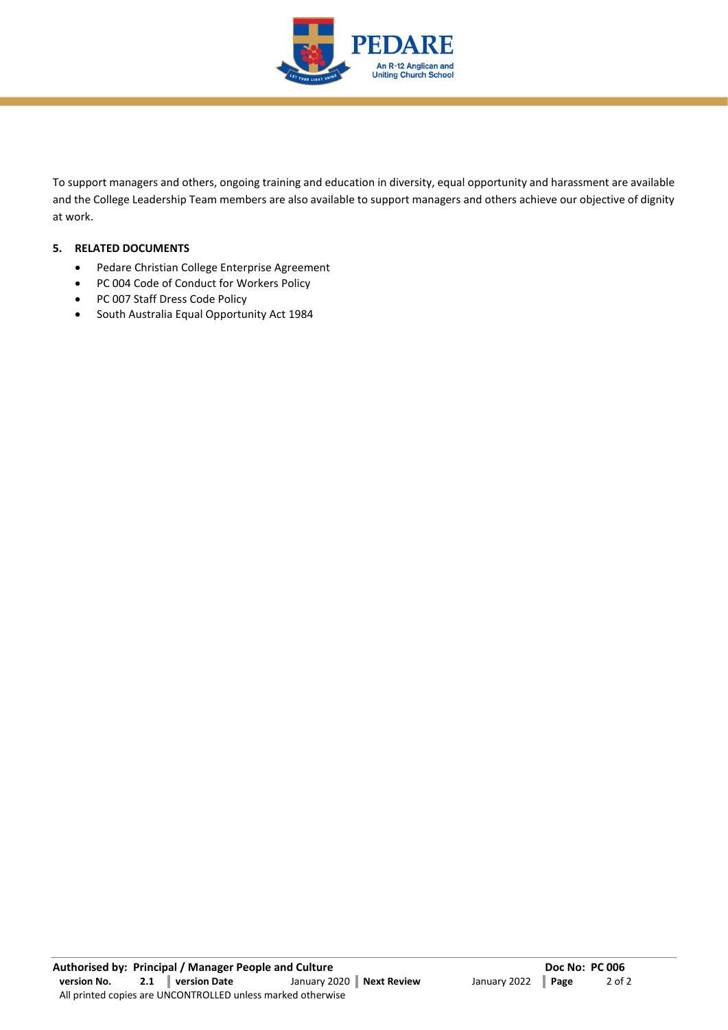To support managers and others, ongoing training and education in diversity, equal opportunity and harassment are available and the College Leadership Team members are also available to support managers and others achieve our objective of dignity at work.

## 5. RELATED DOCUMENTS

- Pedare Christian College Enterprise Agreement
- PC 004 Code of Conduct for Workers Policy
- PC 007 Staff Dress Code Policy
- South Australia Equal Opportunity Act 1984